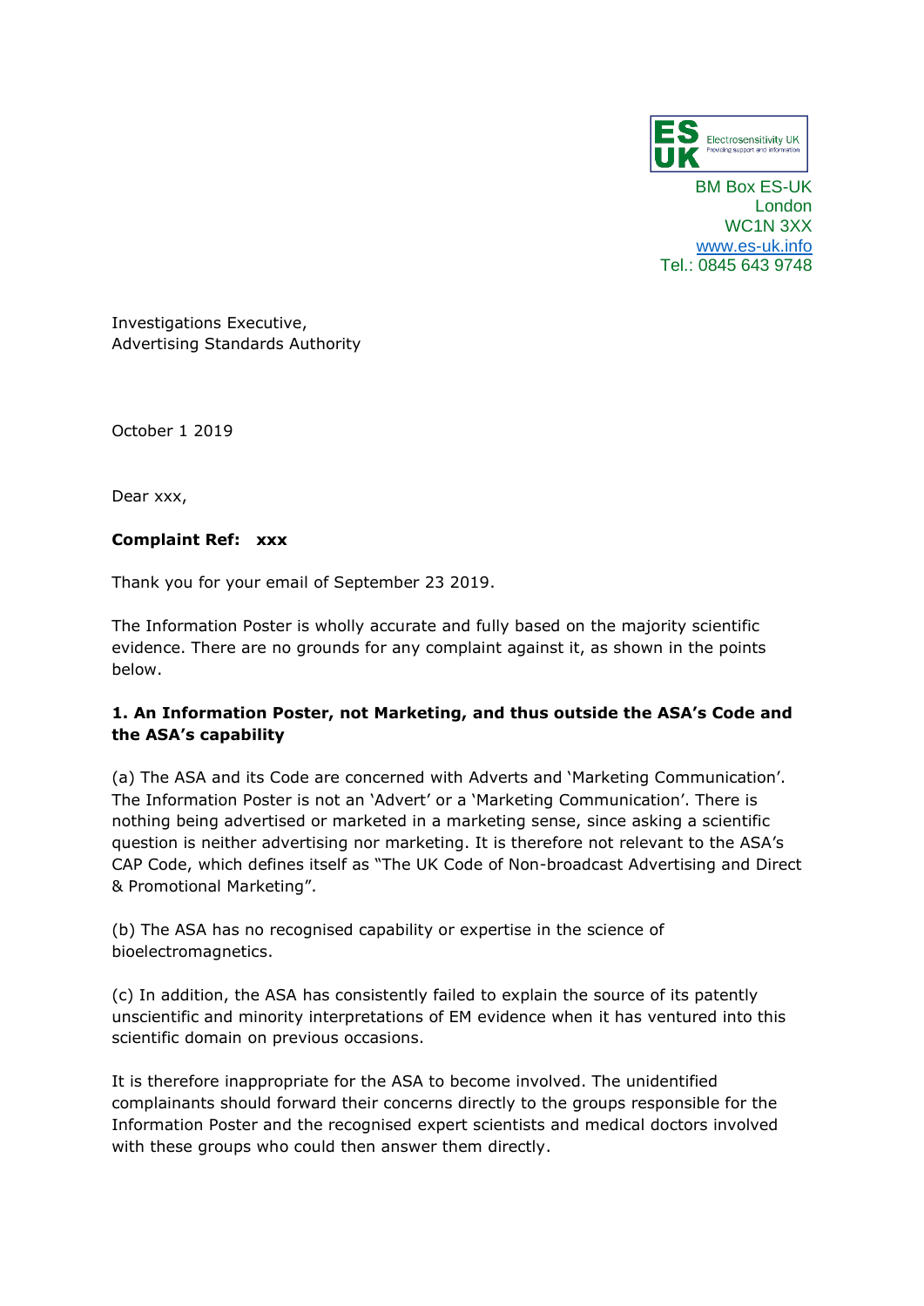ES UK Electrosensitivity UK
Providing support and information

BM Box ES-UK
London
WC1N 3XX
www.es-uk.info
Tel.: 0845 643 9748

Investigations Executive,
Advertising Standards Authority

October 1 2019

Dear xxx,

**Complaint Ref: xxx**

Thank you for your email of September 23 2019.

The Information Poster is wholly accurate and fully based on the majority scientific evidence. There are no grounds for any complaint against it, as shown in the points below.

**1. An Information Poster, not Marketing, and thus outside the ASA's Code and the ASA's capability**

(a) The ASA and its Code are concerned with Adverts and 'Marketing Communication'. The Information Poster is not an 'Advert' or a 'Marketing Communication'. There is nothing being advertised or marketed in a marketing sense, since asking a scientific question is neither advertising nor marketing. It is therefore not relevant to the ASA's CAP Code, which defines itself as "The UK Code of Non-broadcast Advertising and Direct & Promotional Marketing".

(b) The ASA has no recognised capability or expertise in the science of bioelectromagnetics.

(c) In addition, the ASA has consistently failed to explain the source of its patently unscientific and minority interpretations of EM evidence when it has ventured into this scientific domain on previous occasions.

It is therefore inappropriate for the ASA to become involved. The unidentified complainants should forward their concerns directly to the groups responsible for the Information Poster and the recognised expert scientists and medical doctors involved with these groups who could then answer them directly.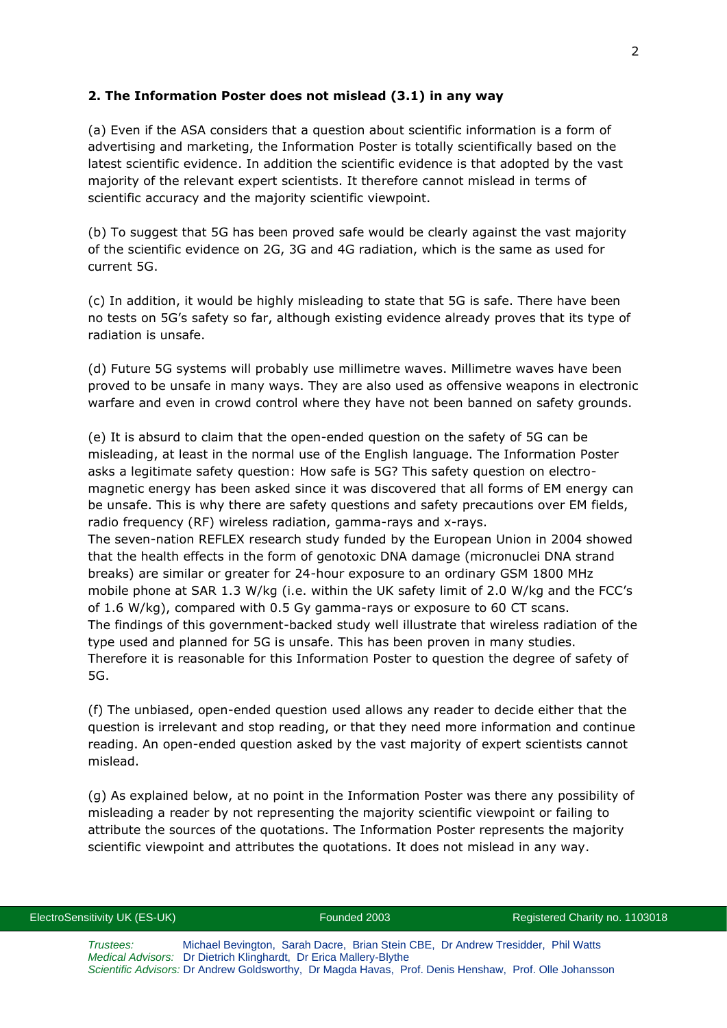**2. The Information Poster does not mislead (3.1) in any way**

(a) Even if the ASA considers that a question about scientific information is a form of advertising and marketing, the Information Poster is totally scientifically based on the latest scientific evidence. In addition the scientific evidence is that adopted by the vast majority of the relevant expert scientists. It therefore cannot mislead in terms of scientific accuracy and the majority scientific viewpoint.

(b) To suggest that 5G has been proved safe would be clearly against the vast majority of the scientific evidence on 2G, 3G and 4G radiation, which is the same as used for current 5G.

(c) In addition, it would be highly misleading to state that 5G is safe. There have been no tests on 5G's safety so far, although existing evidence already proves that its type of radiation is unsafe.

(d) Future 5G systems will probably use millimetre waves. Millimetre waves have been proved to be unsafe in many ways. They are also used as offensive weapons in electronic warfare and even in crowd control where they have not been banned on safety grounds.

(e) It is absurd to claim that the open-ended question on the safety of 5G can be misleading, at least in the normal use of the English language. The Information Poster asks a legitimate safety question: How safe is 5G? This safety question on electro-magnetic energy has been asked since it was discovered that all forms of EM energy can be unsafe. This is why there are safety questions and safety precautions over EM fields, radio frequency (RF) wireless radiation, gamma-rays and x-rays.
The seven-nation REFLEX research study funded by the European Union in 2004 showed that the health effects in the form of genotoxic DNA damage (micronuclei DNA strand breaks) are similar or greater for 24-hour exposure to an ordinary GSM 1800 MHz mobile phone at SAR 1.3 W/kg (i.e. within the UK safety limit of 2.0 W/kg and the FCC's of 1.6 W/kg), compared with 0.5 Gy gamma-rays or exposure to 60 CT scans.
The findings of this government-backed study well illustrate that wireless radiation of the type used and planned for 5G is unsafe. This has been proven in many studies.
Therefore it is reasonable for this Information Poster to question the degree of safety of 5G.

(f) The unbiased, open-ended question used allows any reader to decide either that the question is irrelevant and stop reading, or that they need more information and continue reading. An open-ended question asked by the vast majority of expert scientists cannot mislead.

(g) As explained below, at no point in the Information Poster was there any possibility of misleading a reader by not representing the majority scientific viewpoint or failing to attribute the sources of the quotations. The Information Poster represents the majority scientific viewpoint and attributes the quotations. It does not mislead in any way.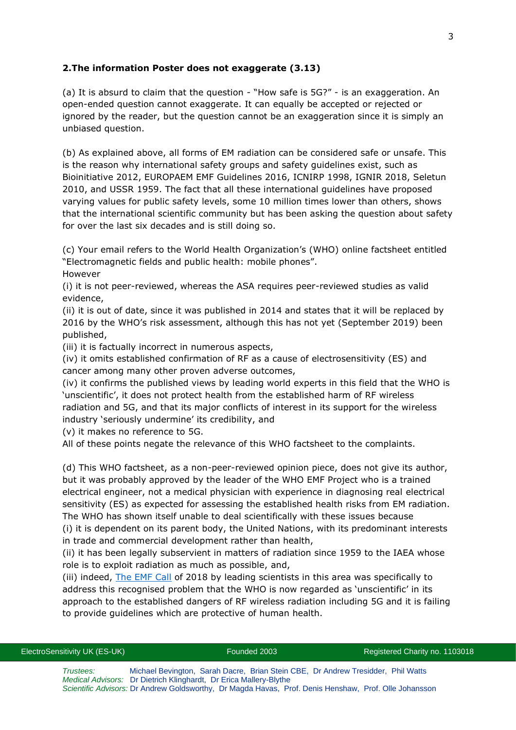**2.The information Poster does not exaggerate (3.13)**

(a) It is absurd to claim that the question - "How safe is 5G?" - is an exaggeration. An open-ended question cannot exaggerate. It can equally be accepted or rejected or ignored by the reader, but the question cannot be an exaggeration since it is simply an unbiased question.

(b) As explained above, all forms of EM radiation can be considered safe or unsafe. This is the reason why international safety groups and safety guidelines exist, such as Bioinitiative 2012, EUROPAEM EMF Guidelines 2016, ICNIRP 1998, IGNIR 2018, Seletun 2010, and USSR 1959. The fact that all these international guidelines have proposed varying values for public safety levels, some 10 million times lower than others, shows that the international scientific community but has been asking the question about safety for over the last six decades and is still doing so.

(c) Your email refers to the World Health Organization's (WHO) online factsheet entitled "Electromagnetic fields and public health: mobile phones".
However
(i) it is not peer-reviewed, whereas the ASA requires peer-reviewed studies as valid evidence,
(ii) it is out of date, since it was published in 2014 and states that it will be replaced by 2016 by the WHO's risk assessment, although this has not yet (September 2019) been published,
(iii) it is factually incorrect in numerous aspects,
(iv) it omits established confirmation of RF as a cause of electrosensitivity (ES) and cancer among many other proven adverse outcomes,
(iv) it confirms the published views by leading world experts in this field that the WHO is 'unscientific', it does not protect health from the established harm of RF wireless radiation and 5G, and that its major conflicts of interest in its support for the wireless industry 'seriously undermine' its credibility, and
(v) it makes no reference to 5G.
All of these points negate the relevance of this WHO factsheet to the complaints.

(d) This WHO factsheet, as a non-peer-reviewed opinion piece, does not give its author, but it was probably approved by the leader of the WHO EMF Project who is a trained electrical engineer, not a medical physician with experience in diagnosing real electrical sensitivity (ES) as expected for assessing the established health risks from EM radiation. The WHO has shown itself unable to deal scientifically with these issues because
(i) it is dependent on its parent body, the United Nations, with its predominant interests in trade and commercial development rather than health,
(ii) it has been legally subservient in matters of radiation since 1959 to the IAEA whose role is to exploit radiation as much as possible, and,
(iii) indeed, The EMF Call of 2018 by leading scientists in this area was specifically to address this recognised problem that the WHO is now regarded as 'unscientific' in its approach to the established dangers of RF wireless radiation including 5G and it is failing to provide guidelines which are protective of human health.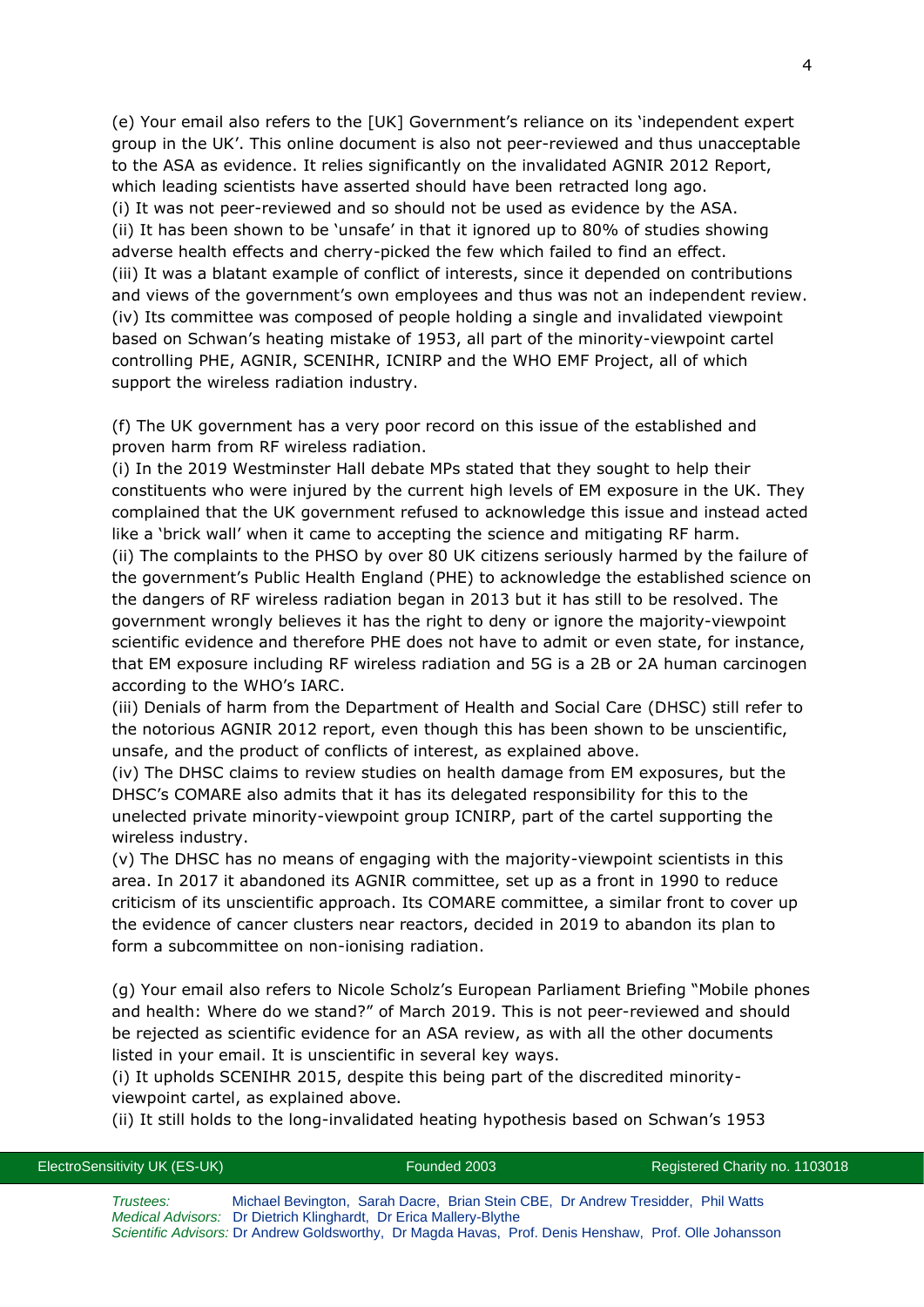(e) Your email also refers to the [UK] Government's reliance on its 'independent expert group in the UK'. This online document is also not peer-reviewed and thus unacceptable to the ASA as evidence. It relies significantly on the invalidated AGNIR 2012 Report, which leading scientists have asserted should have been retracted long ago.
(i) It was not peer-reviewed and so should not be used as evidence by the ASA.
(ii) It has been shown to be 'unsafe' in that it ignored up to 80% of studies showing adverse health effects and cherry-picked the few which failed to find an effect.
(iii) It was a blatant example of conflict of interests, since it depended on contributions and views of the government's own employees and thus was not an independent review.
(iv) Its committee was composed of people holding a single and invalidated viewpoint based on Schwan's heating mistake of 1953, all part of the minority-viewpoint cartel controlling PHE, AGNIR, SCENIHR, ICNIRP and the WHO EMF Project, all of which support the wireless radiation industry.

(f) The UK government has a very poor record on this issue of the established and proven harm from RF wireless radiation.
(i) In the 2019 Westminster Hall debate MPs stated that they sought to help their constituents who were injured by the current high levels of EM exposure in the UK. They complained that the UK government refused to acknowledge this issue and instead acted like a 'brick wall' when it came to accepting the science and mitigating RF harm.
(ii) The complaints to the PHSO by over 80 UK citizens seriously harmed by the failure of the government's Public Health England (PHE) to acknowledge the established science on the dangers of RF wireless radiation began in 2013 but it has still to be resolved. The government wrongly believes it has the right to deny or ignore the majority-viewpoint scientific evidence and therefore PHE does not have to admit or even state, for instance, that EM exposure including RF wireless radiation and 5G is a 2B or 2A human carcinogen according to the WHO's IARC.
(iii) Denials of harm from the Department of Health and Social Care (DHSC) still refer to the notorious AGNIR 2012 report, even though this has been shown to be unscientific, unsafe, and the product of conflicts of interest, as explained above.
(iv) The DHSC claims to review studies on health damage from EM exposures, but the DHSC's COMARE also admits that it has its delegated responsibility for this to the unelected private minority-viewpoint group ICNIRP, part of the cartel supporting the wireless industry.
(v) The DHSC has no means of engaging with the majority-viewpoint scientists in this area. In 2017 it abandoned its AGNIR committee, set up as a front in 1990 to reduce criticism of its unscientific approach. Its COMARE committee, a similar front to cover up the evidence of cancer clusters near reactors, decided in 2019 to abandon its plan to form a subcommittee on non-ionising radiation.

(g) Your email also refers to Nicole Scholz's European Parliament Briefing "Mobile phones and health: Where do we stand?" of March 2019. This is not peer-reviewed and should be rejected as scientific evidence for an ASA review, as with all the other documents listed in your email. It is unscientific in several key ways.
(i) It upholds SCENIHR 2015, despite this being part of the discredited minority-viewpoint cartel, as explained above.
(ii) It still holds to the long-invalidated heating hypothesis based on Schwan's 1953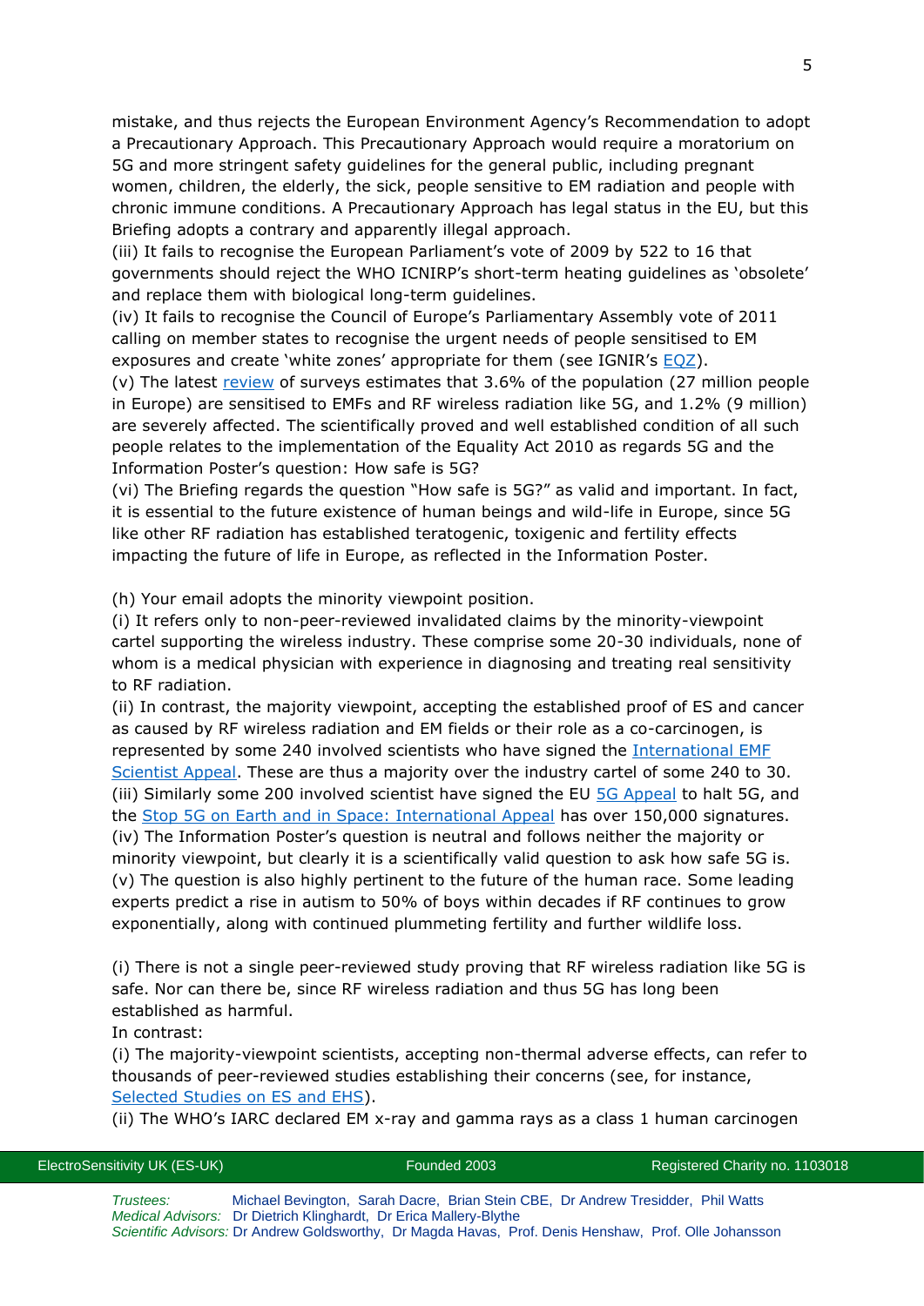mistake, and thus rejects the European Environment Agency's Recommendation to adopt a Precautionary Approach. This Precautionary Approach would require a moratorium on 5G and more stringent safety guidelines for the general public, including pregnant women, children, the elderly, the sick, people sensitive to EM radiation and people with chronic immune conditions. A Precautionary Approach has legal status in the EU, but this Briefing adopts a contrary and apparently illegal approach.

(iii) It fails to recognise the European Parliament's vote of 2009 by 522 to 16 that governments should reject the WHO ICNIRP's short-term heating guidelines as 'obsolete' and replace them with biological long-term guidelines.

(iv) It fails to recognise the Council of Europe's Parliamentary Assembly vote of 2011 calling on member states to recognise the urgent needs of people sensitised to EM exposures and create 'white zones' appropriate for them (see IGNIR's EQZ).

(v) The latest review of surveys estimates that 3.6% of the population (27 million people in Europe) are sensitised to EMFs and RF wireless radiation like 5G, and 1.2% (9 million) are severely affected. The scientifically proved and well established condition of all such people relates to the implementation of the Equality Act 2010 as regards 5G and the Information Poster's question: How safe is 5G?

(vi) The Briefing regards the question "How safe is 5G?" as valid and important. In fact, it is essential to the future existence of human beings and wild-life in Europe, since 5G like other RF radiation has established teratogenic, toxigenic and fertility effects impacting the future of life in Europe, as reflected in the Information Poster.

(h) Your email adopts the minority viewpoint position.

(i) It refers only to non-peer-reviewed invalidated claims by the minority-viewpoint cartel supporting the wireless industry. These comprise some 20-30 individuals, none of whom is a medical physician with experience in diagnosing and treating real sensitivity to RF radiation.

(ii) In contrast, the majority viewpoint, accepting the established proof of ES and cancer as caused by RF wireless radiation and EM fields or their role as a co-carcinogen, is represented by some 240 involved scientists who have signed the International EMF Scientist Appeal. These are thus a majority over the industry cartel of some 240 to 30.

(iii) Similarly some 200 involved scientist have signed the EU 5G Appeal to halt 5G, and the Stop 5G on Earth and in Space: International Appeal has over 150,000 signatures.

(iv) The Information Poster's question is neutral and follows neither the majority or minority viewpoint, but clearly it is a scientifically valid question to ask how safe 5G is.

(v) The question is also highly pertinent to the future of the human race. Some leading experts predict a rise in autism to 50% of boys within decades if RF continues to grow exponentially, along with continued plummeting fertility and further wildlife loss.

(i) There is not a single peer-reviewed study proving that RF wireless radiation like 5G is safe. Nor can there be, since RF wireless radiation and thus 5G has long been established as harmful.

In contrast:

(i) The majority-viewpoint scientists, accepting non-thermal adverse effects, can refer to thousands of peer-reviewed studies establishing their concerns (see, for instance, Selected Studies on ES and EHS).

(ii) The WHO's IARC declared EM x-ray and gamma rays as a class 1 human carcinogen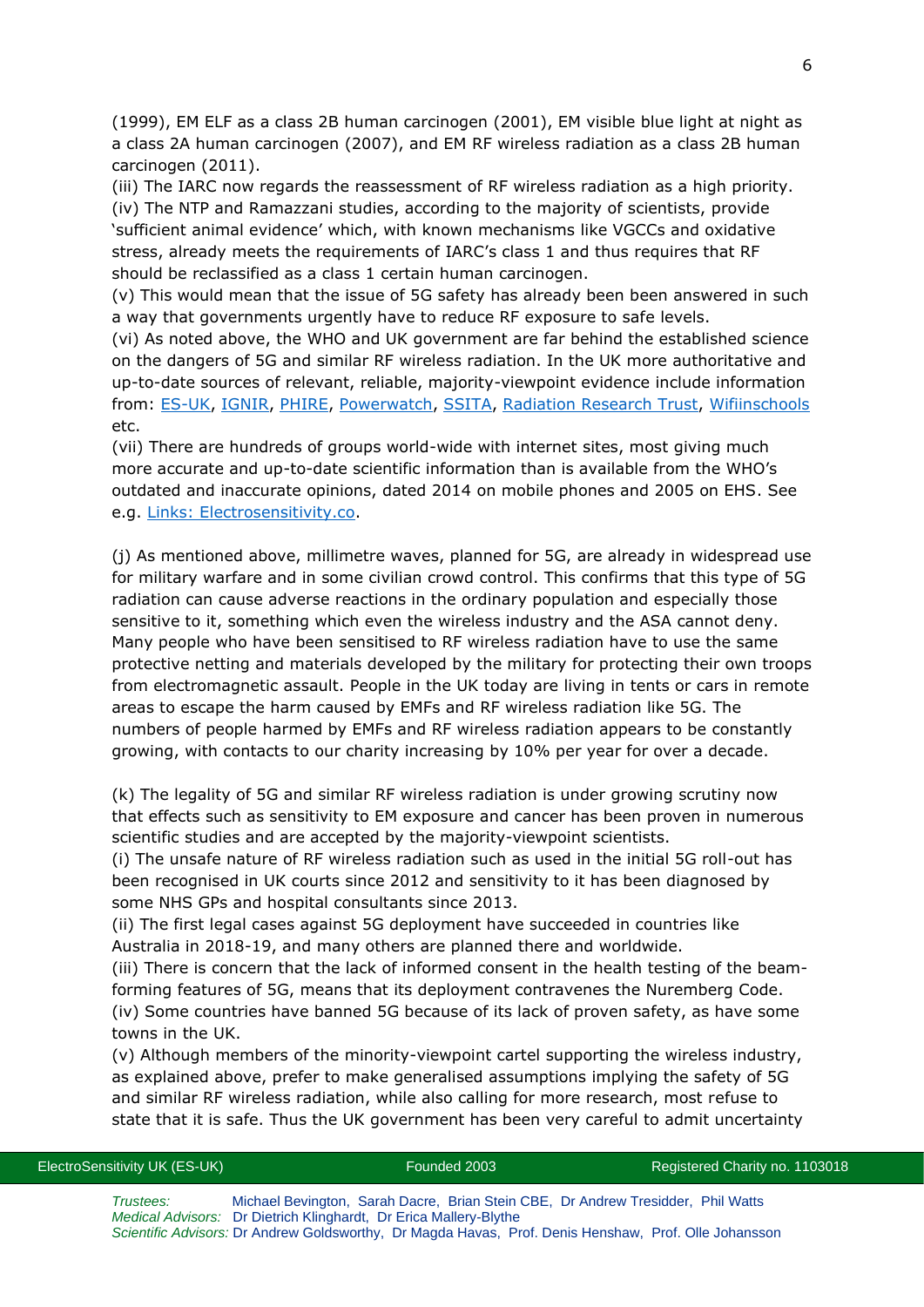(1999), EM ELF as a class 2B human carcinogen (2001), EM visible blue light at night as a class 2A human carcinogen (2007), and EM RF wireless radiation as a class 2B human carcinogen (2011).

(iii) The IARC now regards the reassessment of RF wireless radiation as a high priority.

(iv) The NTP and Ramazzani studies, according to the majority of scientists, provide 'sufficient animal evidence' which, with known mechanisms like VGCCs and oxidative stress, already meets the requirements of IARC's class 1 and thus requires that RF should be reclassified as a class 1 certain human carcinogen.

(v) This would mean that the issue of 5G safety has already been been answered in such a way that governments urgently have to reduce RF exposure to safe levels.

(vi) As noted above, the WHO and UK government are far behind the established science on the dangers of 5G and similar RF wireless radiation. In the UK more authoritative and up-to-date sources of relevant, reliable, majority-viewpoint evidence include information from: ES-UK, IGNIR, PHIRE, Powerwatch, SSITA, Radiation Research Trust, Wifiinschools etc.

(vii) There are hundreds of groups world-wide with internet sites, most giving much more accurate and up-to-date scientific information than is available from the WHO's outdated and inaccurate opinions, dated 2014 on mobile phones and 2005 on EHS. See e.g. Links: Electrosensitivity.co.

(j) As mentioned above, millimetre waves, planned for 5G, are already in widespread use for military warfare and in some civilian crowd control. This confirms that this type of 5G radiation can cause adverse reactions in the ordinary population and especially those sensitive to it, something which even the wireless industry and the ASA cannot deny. Many people who have been sensitised to RF wireless radiation have to use the same protective netting and materials developed by the military for protecting their own troops from electromagnetic assault. People in the UK today are living in tents or cars in remote areas to escape the harm caused by EMFs and RF wireless radiation like 5G. The numbers of people harmed by EMFs and RF wireless radiation appears to be constantly growing, with contacts to our charity increasing by 10% per year for over a decade.

(k) The legality of 5G and similar RF wireless radiation is under growing scrutiny now that effects such as sensitivity to EM exposure and cancer has been proven in numerous scientific studies and are accepted by the majority-viewpoint scientists.

(i) The unsafe nature of RF wireless radiation such as used in the initial 5G roll-out has been recognised in UK courts since 2012 and sensitivity to it has been diagnosed by some NHS GPs and hospital consultants since 2013.

(ii) The first legal cases against 5G deployment have succeeded in countries like Australia in 2018-19, and many others are planned there and worldwide.

(iii) There is concern that the lack of informed consent in the health testing of the beam-forming features of 5G, means that its deployment contravenes the Nuremberg Code.

(iv) Some countries have banned 5G because of its lack of proven safety, as have some towns in the UK.

(v) Although members of the minority-viewpoint cartel supporting the wireless industry, as explained above, prefer to make generalised assumptions implying the safety of 5G and similar RF wireless radiation, while also calling for more research, most refuse to state that it is safe. Thus the UK government has been very careful to admit uncertainty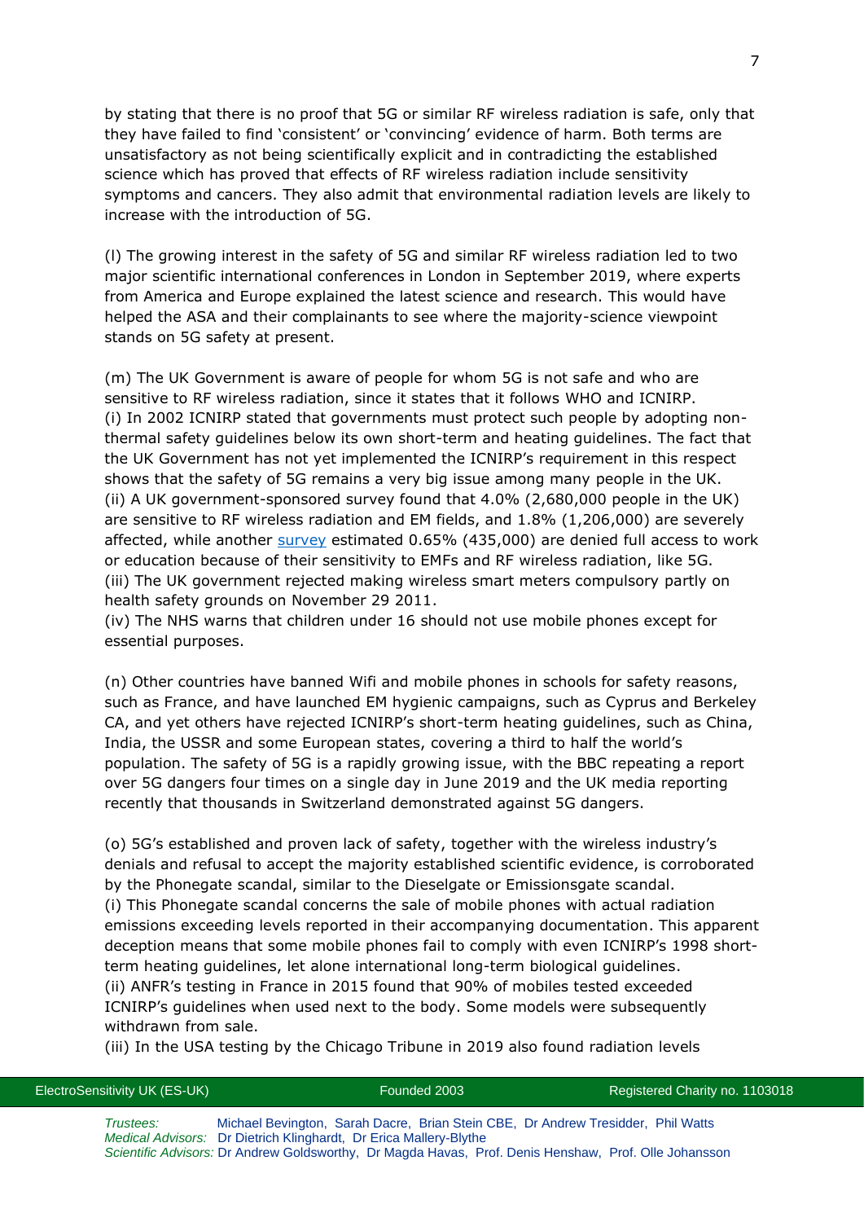by stating that there is no proof that 5G or similar RF wireless radiation is safe, only that they have failed to find 'consistent' or 'convincing' evidence of harm. Both terms are unsatisfactory as not being scientifically explicit and in contradicting the established science which has proved that effects of RF wireless radiation include sensitivity symptoms and cancers. They also admit that environmental radiation levels are likely to increase with the introduction of 5G.

(l) The growing interest in the safety of 5G and similar RF wireless radiation led to two major scientific international conferences in London in September 2019, where experts from America and Europe explained the latest science and research. This would have helped the ASA and their complainants to see where the majority-science viewpoint stands on 5G safety at present.

(m) The UK Government is aware of people for whom 5G is not safe and who are sensitive to RF wireless radiation, since it states that it follows WHO and ICNIRP.
(i) In 2002 ICNIRP stated that governments must protect such people by adopting non-thermal safety guidelines below its own short-term and heating guidelines. The fact that the UK Government has not yet implemented the ICNIRP's requirement in this respect shows that the safety of 5G remains a very big issue among many people in the UK.
(ii) A UK government-sponsored survey found that 4.0% (2,680,000 people in the UK) are sensitive to RF wireless radiation and EM fields, and 1.8% (1,206,000) are severely affected, while another survey estimated 0.65% (435,000) are denied full access to work or education because of their sensitivity to EMFs and RF wireless radiation, like 5G.
(iii) The UK government rejected making wireless smart meters compulsory partly on health safety grounds on November 29 2011.
(iv) The NHS warns that children under 16 should not use mobile phones except for essential purposes.

(n) Other countries have banned Wifi and mobile phones in schools for safety reasons, such as France, and have launched EM hygienic campaigns, such as Cyprus and Berkeley CA, and yet others have rejected ICNIRP's short-term heating guidelines, such as China, India, the USSR and some European states, covering a third to half the world's population. The safety of 5G is a rapidly growing issue, with the BBC repeating a report over 5G dangers four times on a single day in June 2019 and the UK media reporting recently that thousands in Switzerland demonstrated against 5G dangers.

(o) 5G's established and proven lack of safety, together with the wireless industry's denials and refusal to accept the majority established scientific evidence, is corroborated by the Phonegate scandal, similar to the Dieselgate or Emissionsgate scandal.
(i) This Phonegate scandal concerns the sale of mobile phones with actual radiation emissions exceeding levels reported in their accompanying documentation. This apparent deception means that some mobile phones fail to comply with even ICNIRP's 1998 short-term heating guidelines, let alone international long-term biological guidelines.
(ii) ANFR's testing in France in 2015 found that 90% of mobiles tested exceeded ICNIRP's guidelines when used next to the body. Some models were subsequently withdrawn from sale.
(iii) In the USA testing by the Chicago Tribune in 2019 also found radiation levels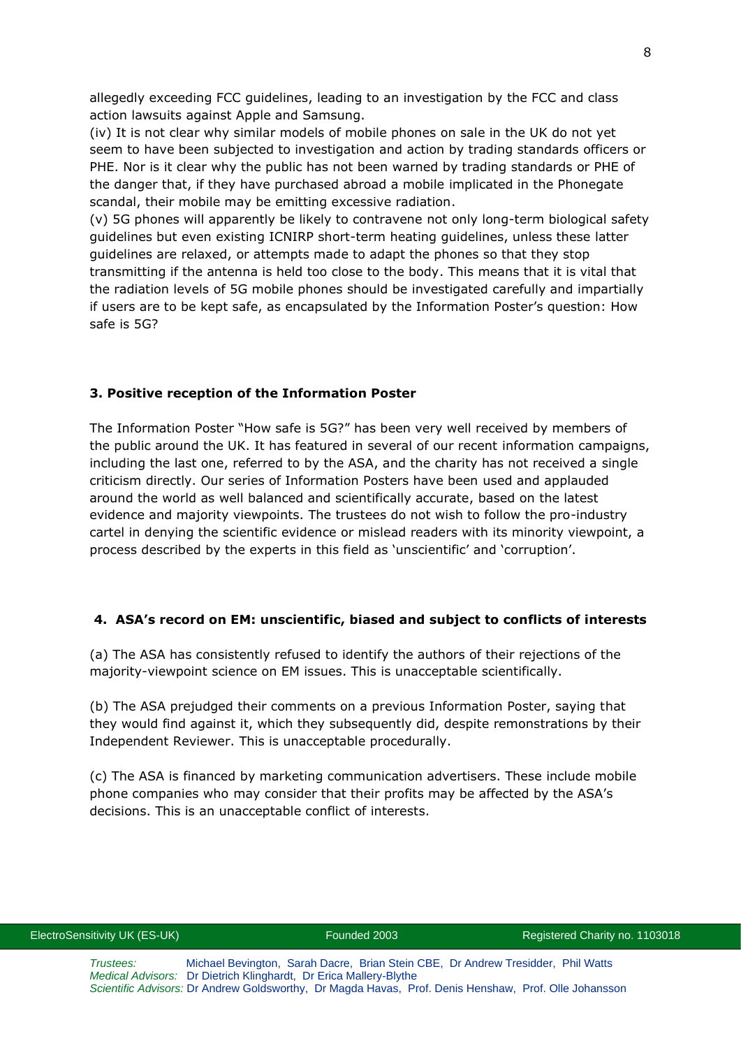allegedly exceeding FCC guidelines, leading to an investigation by the FCC and class action lawsuits against Apple and Samsung.

(iv) It is not clear why similar models of mobile phones on sale in the UK do not yet seem to have been subjected to investigation and action by trading standards officers or PHE. Nor is it clear why the public has not been warned by trading standards or PHE of the danger that, if they have purchased abroad a mobile implicated in the Phonegate scandal, their mobile may be emitting excessive radiation.

(v) 5G phones will apparently be likely to contravene not only long-term biological safety guidelines but even existing ICNIRP short-term heating guidelines, unless these latter guidelines are relaxed, or attempts made to adapt the phones so that they stop transmitting if the antenna is held too close to the body. This means that it is vital that the radiation levels of 5G mobile phones should be investigated carefully and impartially if users are to be kept safe, as encapsulated by the Information Poster's question: How safe is 5G?

**3. Positive reception of the Information Poster**

The Information Poster "How safe is 5G?" has been very well received by members of the public around the UK. It has featured in several of our recent information campaigns, including the last one, referred to by the ASA, and the charity has not received a single criticism directly. Our series of Information Posters have been used and applauded around the world as well balanced and scientifically accurate, based on the latest evidence and majority viewpoints. The trustees do not wish to follow the pro-industry cartel in denying the scientific evidence or mislead readers with its minority viewpoint, a process described by the experts in this field as 'unscientific' and 'corruption'.

**4. ASA's record on EM: unscientific, biased and subject to conflicts of interests**

(a) The ASA has consistently refused to identify the authors of their rejections of the majority-viewpoint science on EM issues. This is unacceptable scientifically.

(b) The ASA prejudged their comments on a previous Information Poster, saying that they would find against it, which they subsequently did, despite remonstrations by their Independent Reviewer. This is unacceptable procedurally.

(c) The ASA is financed by marketing communication advertisers. These include mobile phone companies who may consider that their profits may be affected by the ASA's decisions. This is an unacceptable conflict of interests.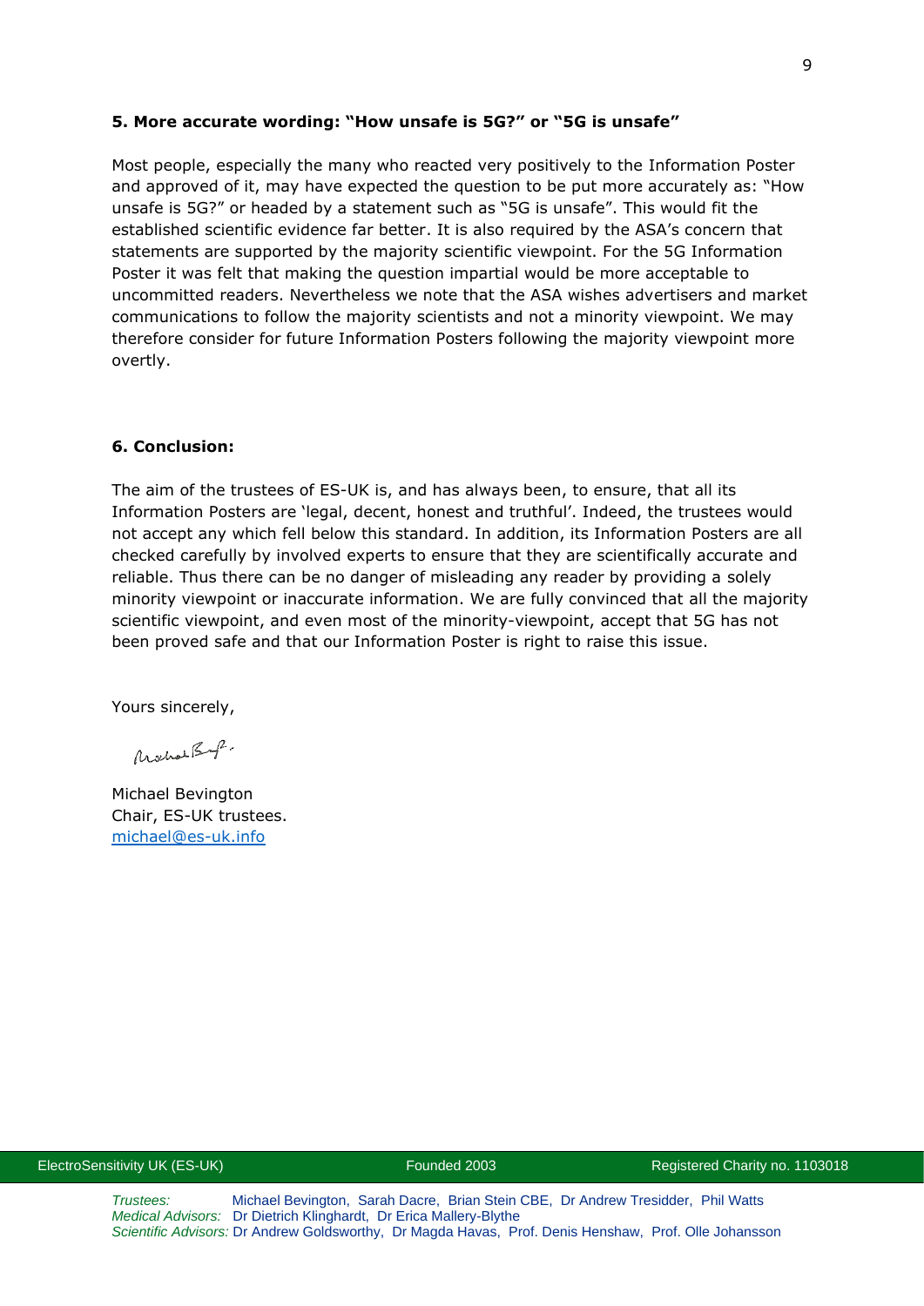**5. More accurate wording: "How unsafe is 5G?" or "5G is unsafe"**

Most people, especially the many who reacted very positively to the Information Poster and approved of it, may have expected the question to be put more accurately as: "How unsafe is 5G?" or headed by a statement such as "5G is unsafe". This would fit the established scientific evidence far better. It is also required by the ASA's concern that statements are supported by the majority scientific viewpoint. For the 5G Information Poster it was felt that making the question impartial would be more acceptable to uncommitted readers. Nevertheless we note that the ASA wishes advertisers and market communications to follow the majority scientists and not a minority viewpoint. We may therefore consider for future Information Posters following the majority viewpoint more overtly.

**6. Conclusion:**

The aim of the trustees of ES-UK is, and has always been, to ensure, that all its Information Posters are 'legal, decent, honest and truthful'. Indeed, the trustees would not accept any which fell below this standard. In addition, its Information Posters are all checked carefully by involved experts to ensure that they are scientifically accurate and reliable. Thus there can be no danger of misleading any reader by providing a solely minority viewpoint or inaccurate information. We are fully convinced that all the majority scientific viewpoint, and even most of the minority-viewpoint, accept that 5G has not been proved safe and that our Information Poster is right to raise this issue.

Yours sincerely,

Michael Bevington
Chair, ES-UK trustees.
michael@es-uk.info